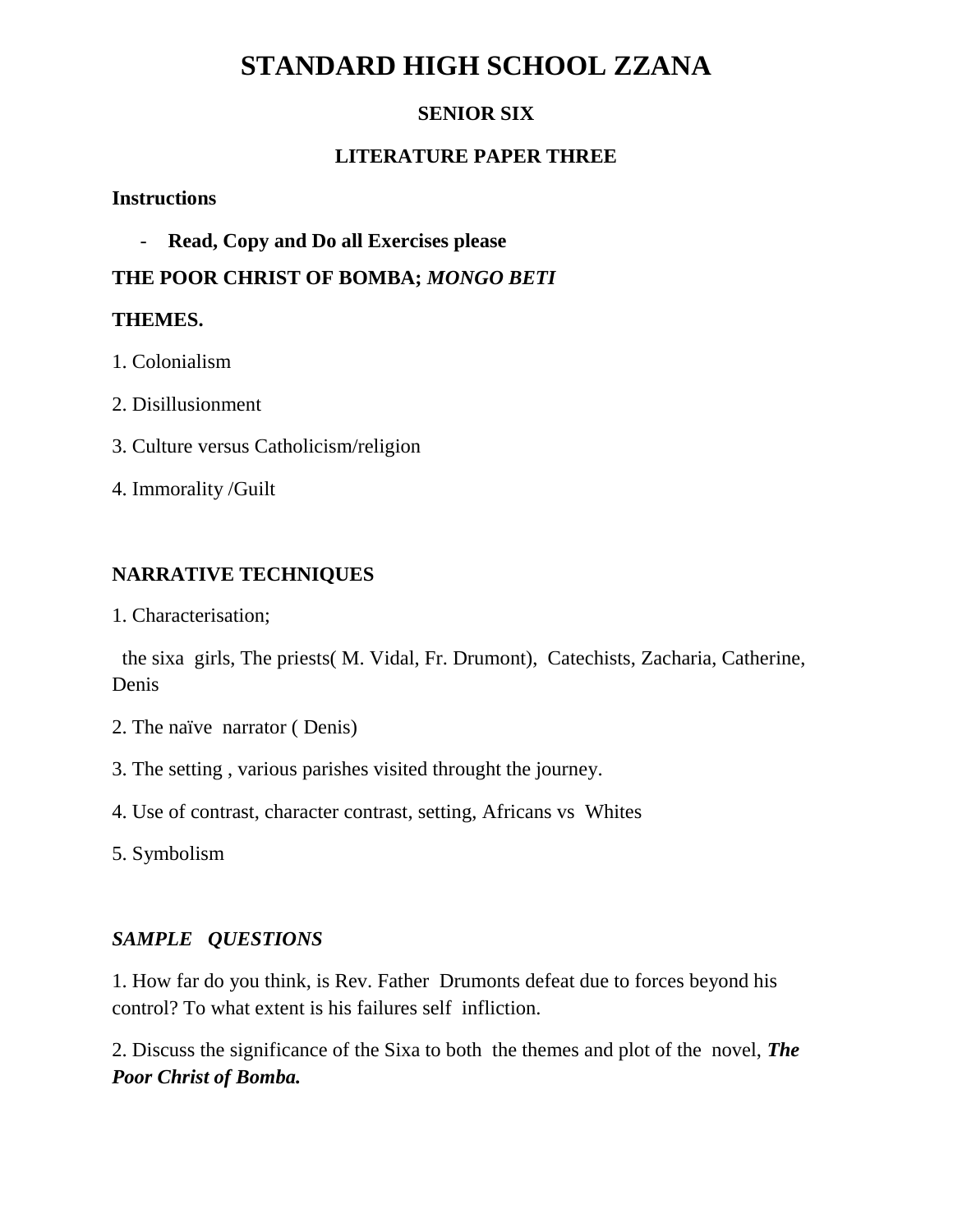# STANDARD HIGH SCHOOL ZZANA

### SENIOR SIX

### LITERATURE PAPER THREE

**Instructions**

- **Read, Copy and Do all Exercises please**

**THE POOR CHRIST OF BOMBA; *MONGO BETI***

**THEMES.**

1. Colonialism

2. Disillusionment

3. Culture versus Catholicism/religion

4. Immorality /Guilt

**NARRATIVE TECHNIQUES**

1. Characterisation;

the sixa girls, The priests( M. Vidal, Fr. Drumont), Catechists, Zacharia, Catherine, Denis

2. The naïve narrator ( Denis)

3. The setting , various parishes visited throught the journey.

4. Use of contrast, character contrast, setting, Africans vs Whites

5. Symbolism

***SAMPLE QUESTIONS***

1. How far do you think, is Rev. Father Drumonts defeat due to forces beyond his control? To what extent is his failures self infliction.

2. Discuss the significance of the Sixa to both the themes and plot of the novel, ***The Poor Christ of Bomba.***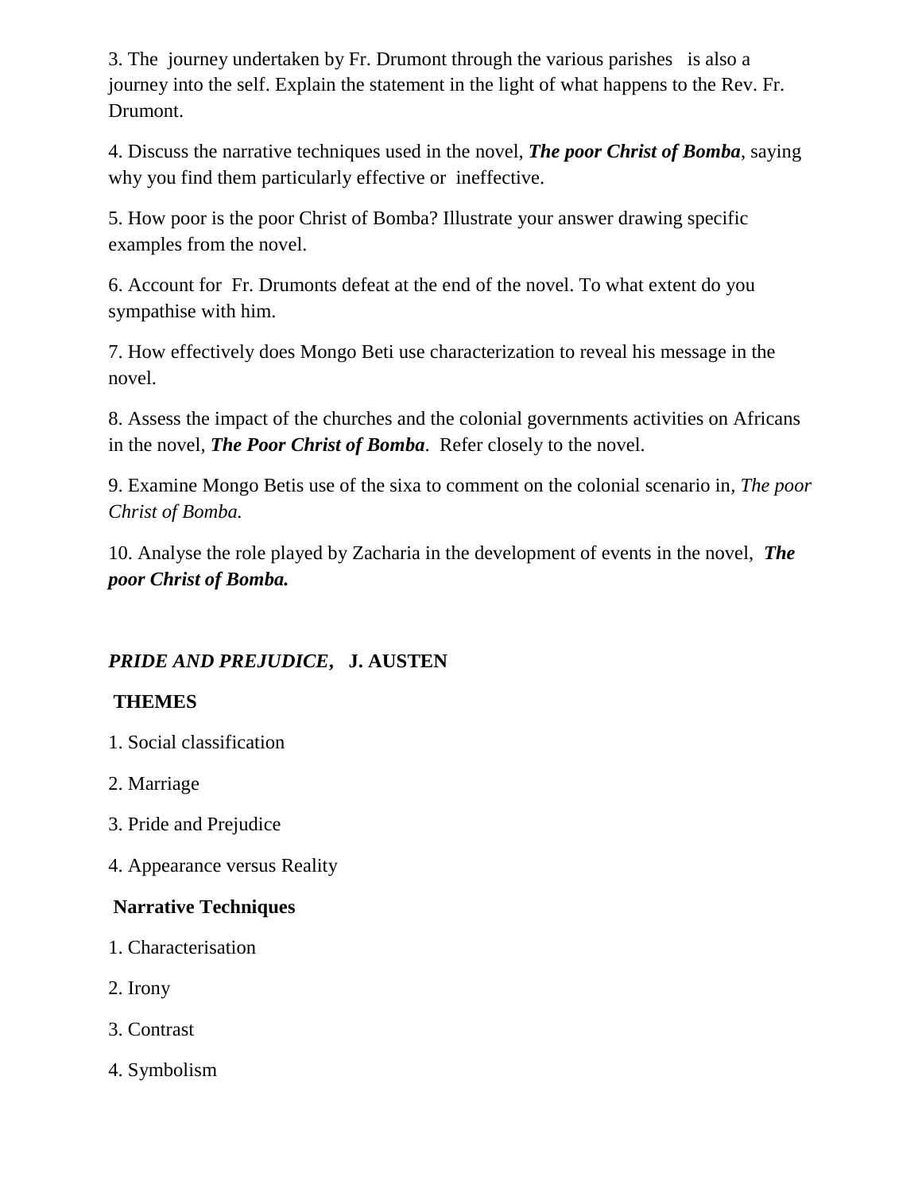3. The journey undertaken by Fr. Drumont through the various parishes is also a journey into the self. Explain the statement in the light of what happens to the Rev. Fr. Drumont.

4. Discuss the narrative techniques used in the novel, ***The poor Christ of Bomba***, saying why you find them particularly effective or ineffective.

5. How poor is the poor Christ of Bomba? Illustrate your answer drawing specific examples from the novel.

6. Account for Fr. Drumonts defeat at the end of the novel. To what extent do you sympathise with him.

7. How effectively does Mongo Beti use characterization to reveal his message in the novel.

8. Assess the impact of the churches and the colonial governments activities on Africans in the novel, ***The Poor Christ of Bomba***. Refer closely to the novel.

9. Examine Mongo Betis use of the sixa to comment on the colonial scenario in, *The poor Christ of Bomba.*

10. Analyse the role played by Zacharia in the development of events in the novel, ***The poor Christ of Bomba.***

## ***PRIDE AND PREJUDICE***, **J. AUSTEN**

### THEMES

1. Social classification

2. Marriage

3. Pride and Prejudice

4. Appearance versus Reality

### Narrative Techniques

1. Characterisation

2. Irony

3. Contrast

4. Symbolism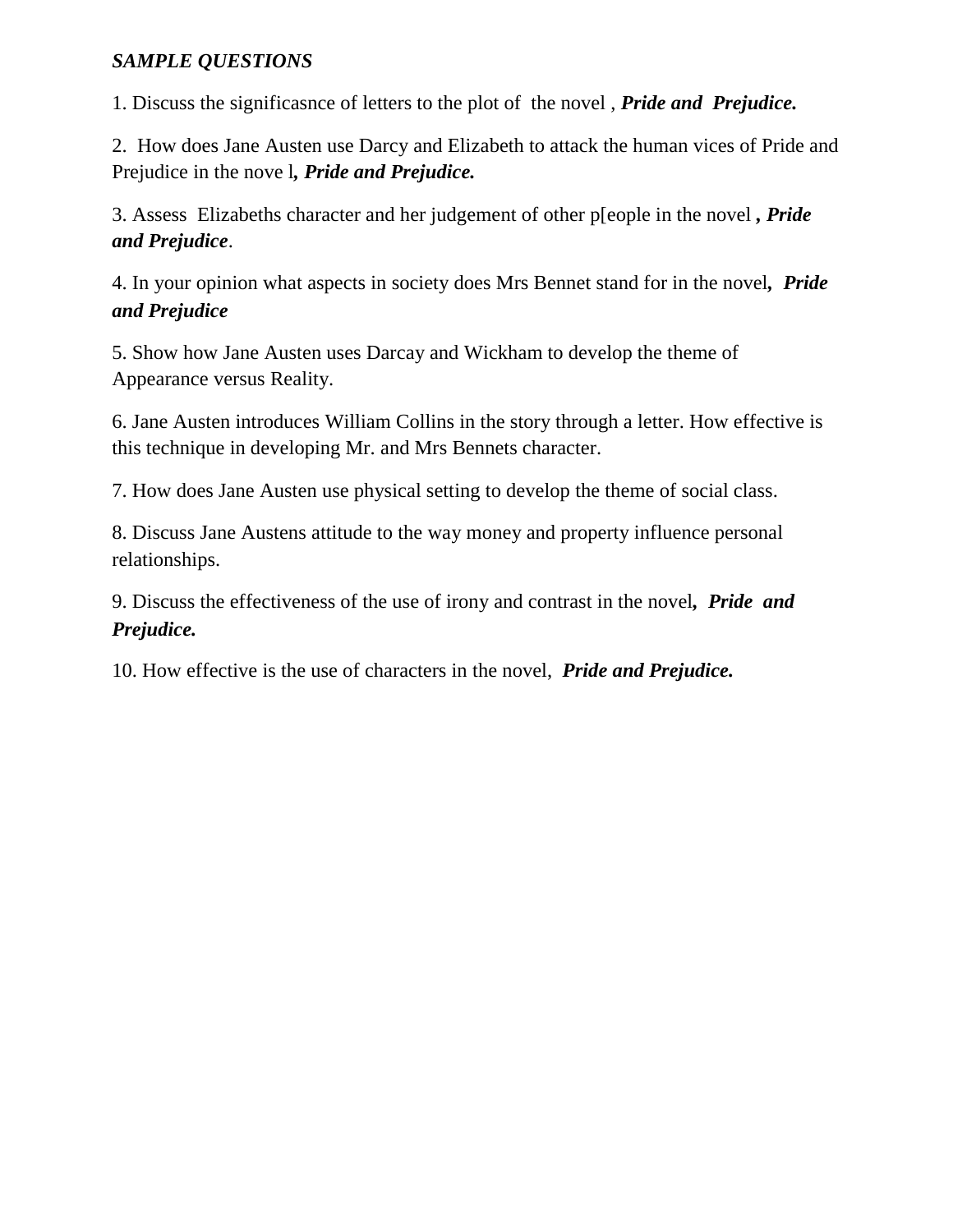***SAMPLE QUESTIONS***

1. Discuss the significasnce of letters to the plot of the novel , ***Pride and Prejudice.***

2. How does Jane Austen use Darcy and Elizabeth to attack the human vices of Pride and Prejudice in the nove l***, Pride and Prejudice.***

3. Assess Elizabeths character and her judgement of other p[eople in the novel ***, Pride and Prejudice***.

4. In your opinion what aspects in society does Mrs Bennet stand for in the novel***, Pride and Prejudice***

5. Show how Jane Austen uses Darcay and Wickham to develop the theme of Appearance versus Reality.

6. Jane Austen introduces William Collins in the story through a letter. How effective is this technique in developing Mr. and Mrs Bennets character.

7. How does Jane Austen use physical setting to develop the theme of social class.

8. Discuss Jane Austens attitude to the way money and property influence personal relationships.

9. Discuss the effectiveness of the use of irony and contrast in the novel***, Pride and Prejudice.***

10. How effective is the use of characters in the novel, ***Pride and Prejudice.***